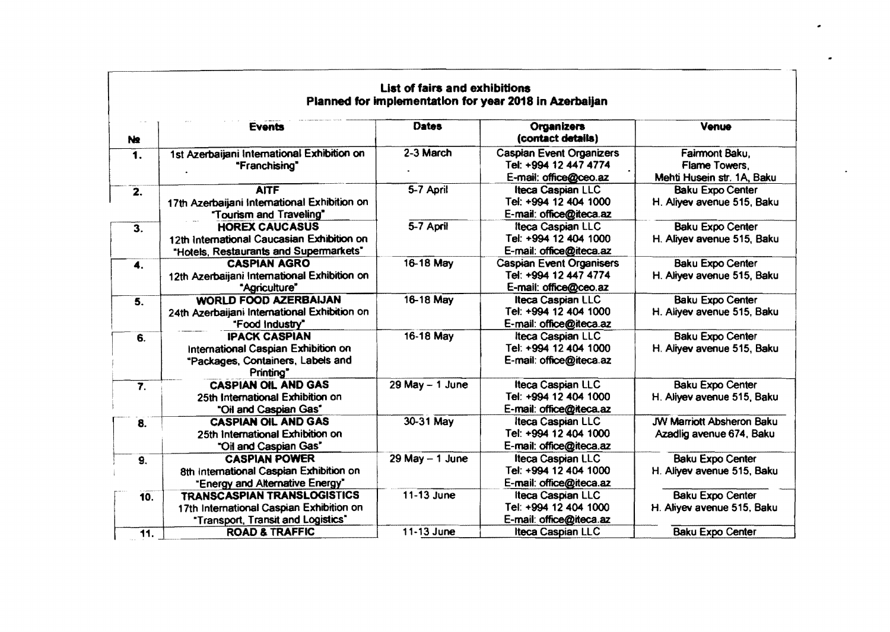## List of fairs and exhibitions
## Planned for implementation for year 2018 in Azerbaijan

| № | Events | Dates | Organizers (contact details) | Venue |
|---|---|---|---|---|
| 1. | 1st Azerbaijani International Exhibition on "Franchising" | 2-3 March | Caspian Event Organizers<br>Tel: +994 12 447 4774<br>E-mail: office@ceo.az | Fairmont Baku,<br>Flame Towers,<br>Mehti Husein str. 1A, Baku |
| 2. | **AITF**<br>17th Azerbaijani International Exhibition on "Tourism and Traveling" | 5-7 April | Iteca Caspian LLC<br>Tel: +994 12 404 1000<br>E-mail: office@iteca.az | Baku Expo Center<br>H. Aliyev avenue 515, Baku |
| 3. | **HOREX CAUCASUS**<br>12th International Caucasian Exhibition on "Hotels, Restaurants and Supermarkets" | 5-7 April | Iteca Caspian LLC<br>Tel: +994 12 404 1000<br>E-mail: office@iteca.az | Baku Expo Center<br>H. Aliyev avenue 515, Baku |
| 4. | **CASPIAN AGRO**<br>12th Azerbaijani International Exhibition on "Agriculture" | 16-18 May | Caspian Event Organisers<br>Tel: +994 12 447 4774<br>E-mail: office@ceo.az | Baku Expo Center<br>H. Aliyev avenue 515, Baku |
| 5. | **WORLD FOOD AZERBAIJAN**<br>24th Azerbaijani International Exhibition on "Food Industry" | 16-18 May | Iteca Caspian LLC<br>Tel: +994 12 404 1000<br>E-mail: office@iteca.az | Baku Expo Center<br>H. Aliyev avenue 515, Baku |
| 6. | **IPACK CASPIAN**<br>International Caspian Exhibition on "Packages, Containers, Labels and Printing" | 16-18 May | Iteca Caspian LLC<br>Tel: +994 12 404 1000<br>E-mail: office@iteca.az | Baku Expo Center<br>H. Aliyev avenue 515, Baku |
| 7. | **CASPIAN OIL AND GAS**<br>25th International Exhibition on "Oil and Caspian Gas" | 29 May – 1 June | Iteca Caspian LLC<br>Tel: +994 12 404 1000<br>E-mail: office@iteca.az | Baku Expo Center<br>H. Aliyev avenue 515, Baku |
| 8. | **CASPIAN OIL AND GAS**<br>25th International Exhibition on "Oil and Caspian Gas" | 30-31 May | Iteca Caspian LLC<br>Tel: +994 12 404 1000<br>E-mail: office@iteca.az | JW Marriott Absheron Baku<br>Azadlig avenue 674, Baku |
| 9. | **CASPIAN POWER**<br>8th International Caspian Exhibition on "Energy and Alternative Energy" | 29 May – 1 June | Iteca Caspian LLC<br>Tel: +994 12 404 1000<br>E-mail: office@iteca.az | Baku Expo Center<br>H. Aliyev avenue 515, Baku |
| 10. | **TRANSCASPIAN TRANSLOGISTICS**<br>17th International Caspian Exhibition on "Transport, Transit and Logistics" | 11-13 June | Iteca Caspian LLC<br>Tel: +994 12 404 1000<br>E-mail: office@iteca.az | Baku Expo Center<br>H. Aliyev avenue 515, Baku |
| 11. | **ROAD & TRAFFIC** | 11-13 June | Iteca Caspian LLC | Baku Expo Center |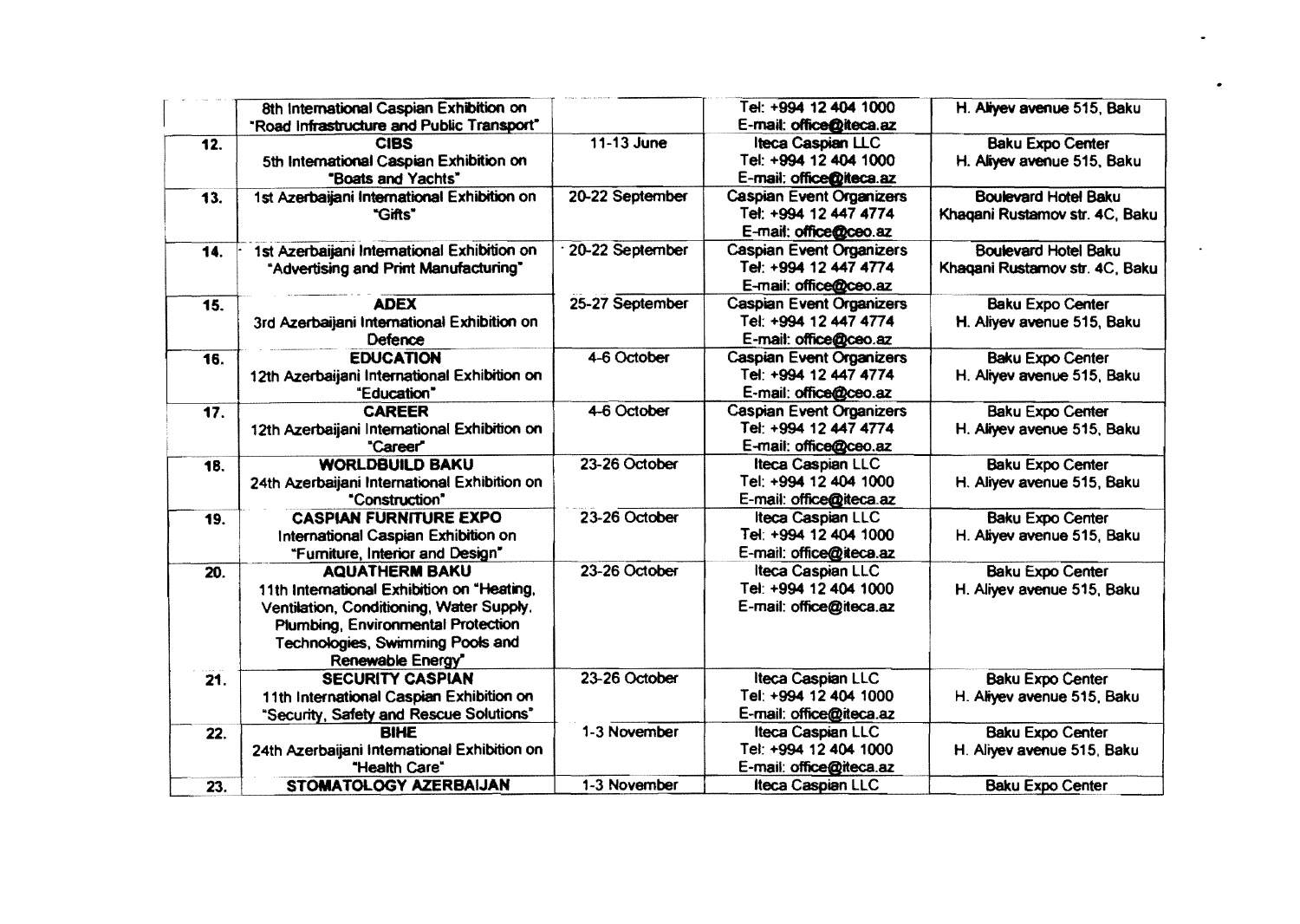| | | | | |
|---|---|---|---|---|
| | 8th International Caspian Exhibition on "Road Infrastructure and Public Transport" | | Tel: +994 12 404 1000<br>E-mail: office@iteca.az | H. Aliyev avenue 515, Baku |
| 12. | **CIBS**<br>5th International Caspian Exhibition on "Boats and Yachts" | 11-13 June | Iteca Caspian LLC<br>Tel: +994 12 404 1000<br>E-mail: office@iteca.az | Baku Expo Center<br>H. Aliyev avenue 515, Baku |
| 13. | 1st Azerbaijani International Exhibition on "Gifts" | 20-22 September | Caspian Event Organizers<br>Tel: +994 12 447 4774<br>E-mail: office@ceo.az | Boulevard Hotel Baku<br>Khaqani Rustamov str. 4C, Baku |
| 14. | 1st Azerbaijani International Exhibition on "Advertising and Print Manufacturing" | 20-22 September | Caspian Event Organizers<br>Tel: +994 12 447 4774<br>E-mail: office@ceo.az | Boulevard Hotel Baku<br>Khaqani Rustamov str. 4C, Baku |
| 15. | **ADEX**<br>3rd Azerbaijani International Exhibition on Defence | 25-27 September | Caspian Event Organizers<br>Tel: +994 12 447 4774<br>E-mail: office@ceo.az | Baku Expo Center<br>H. Aliyev avenue 515, Baku |
| 16. | **EDUCATION**<br>12th Azerbaijani International Exhibition on "Education" | 4-6 October | Caspian Event Organizers<br>Tel: +994 12 447 4774<br>E-mail: office@ceo.az | Baku Expo Center<br>H. Aliyev avenue 515, Baku |
| 17. | **CAREER**<br>12th Azerbaijani International Exhibition on "Career" | 4-6 October | Caspian Event Organizers<br>Tel: +994 12 447 4774<br>E-mail: office@ceo.az | Baku Expo Center<br>H. Aliyev avenue 515, Baku |
| 18. | **WORLDBUILD BAKU**<br>24th Azerbaijani International Exhibition on "Construction" | 23-26 October | Iteca Caspian LLC<br>Tel: +994 12 404 1000<br>E-mail: office@iteca.az | Baku Expo Center<br>H. Aliyev avenue 515, Baku |
| 19. | **CASPIAN FURNITURE EXPO**<br>International Caspian Exhibition on "Furniture, Interior and Design" | 23-26 October | Iteca Caspian LLC<br>Tel: +994 12 404 1000<br>E-mail: office@iteca.az | Baku Expo Center<br>H. Aliyev avenue 515, Baku |
| 20. | **AQUATHERM BAKU**<br>11th International Exhibition on "Heating, Ventilation, Conditioning, Water Supply, Plumbing, Environmental Protection Technologies, Swimming Pools and Renewable Energy" | 23-26 October | Iteca Caspian LLC<br>Tel: +994 12 404 1000<br>E-mail: office@iteca.az | Baku Expo Center<br>H. Aliyev avenue 515, Baku |
| 21. | **SECURITY CASPIAN**<br>11th International Caspian Exhibition on "Security, Safety and Rescue Solutions" | 23-26 October | Iteca Caspian LLC<br>Tel: +994 12 404 1000<br>E-mail: office@iteca.az | Baku Expo Center<br>H. Aliyev avenue 515, Baku |
| 22. | **BIHE**<br>24th Azerbaijani International Exhibition on "Health Care" | 1-3 November | Iteca Caspian LLC<br>Tel: +994 12 404 1000<br>E-mail: office@iteca.az | Baku Expo Center<br>H. Aliyev avenue 515, Baku |
| 23. | **STOMATOLOGY AZERBAIJAN** | 1-3 November | Iteca Caspian LLC | Baku Expo Center |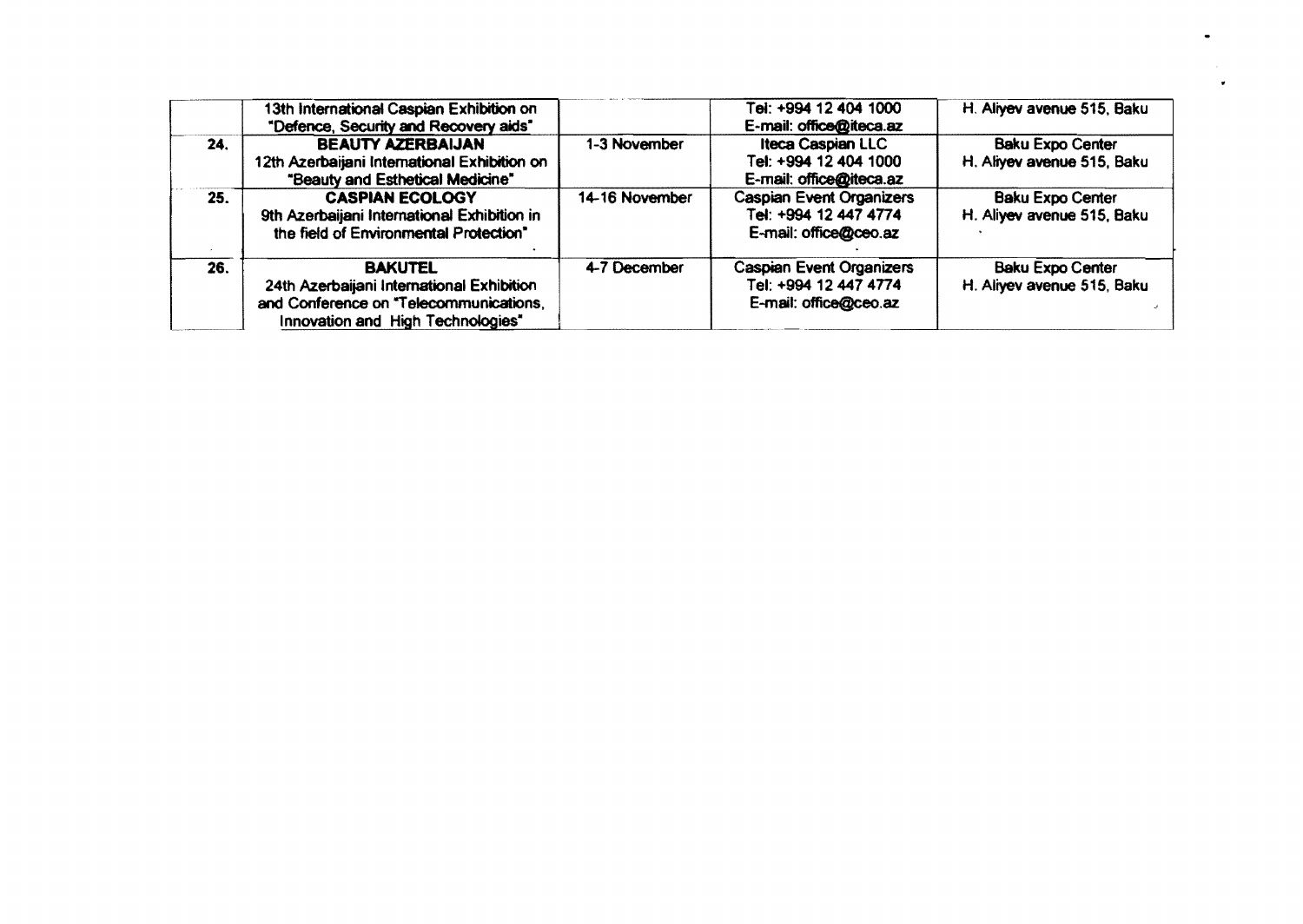| | | | | |
|---|---|---|---|---|
| | 13th International Caspian Exhibition on "Defence, Security and Recovery aids" | | Tel: +994 12 404 1000<br>E-mail: office@iteca.az | H. Aliyev avenue 515, Baku |
| 24. | **BEAUTY AZERBAIJAN**<br>12th Azerbaijani International Exhibition on "Beauty and Esthetical Medicine" | 1-3 November | Iteca Caspian LLC<br>Tel: +994 12 404 1000<br>E-mail: office@iteca.az | Baku Expo Center<br>H. Aliyev avenue 515, Baku |
| 25. | **CASPIAN ECOLOGY**<br>9th Azerbaijani International Exhibition in the field of Environmental Protection" | 14-16 November | Caspian Event Organizers<br>Tel: +994 12 447 4774<br>E-mail: office@ceo.az | Baku Expo Center<br>H. Aliyev avenue 515, Baku |
| 26. | **BAKUTEL**<br>24th Azerbaijani International Exhibition and Conference on "Telecommunications, Innovation and High Technologies" | 4-7 December | Caspian Event Organizers<br>Tel: +994 12 447 4774<br>E-mail: office@ceo.az | Baku Expo Center<br>H. Aliyev avenue 515, Baku |